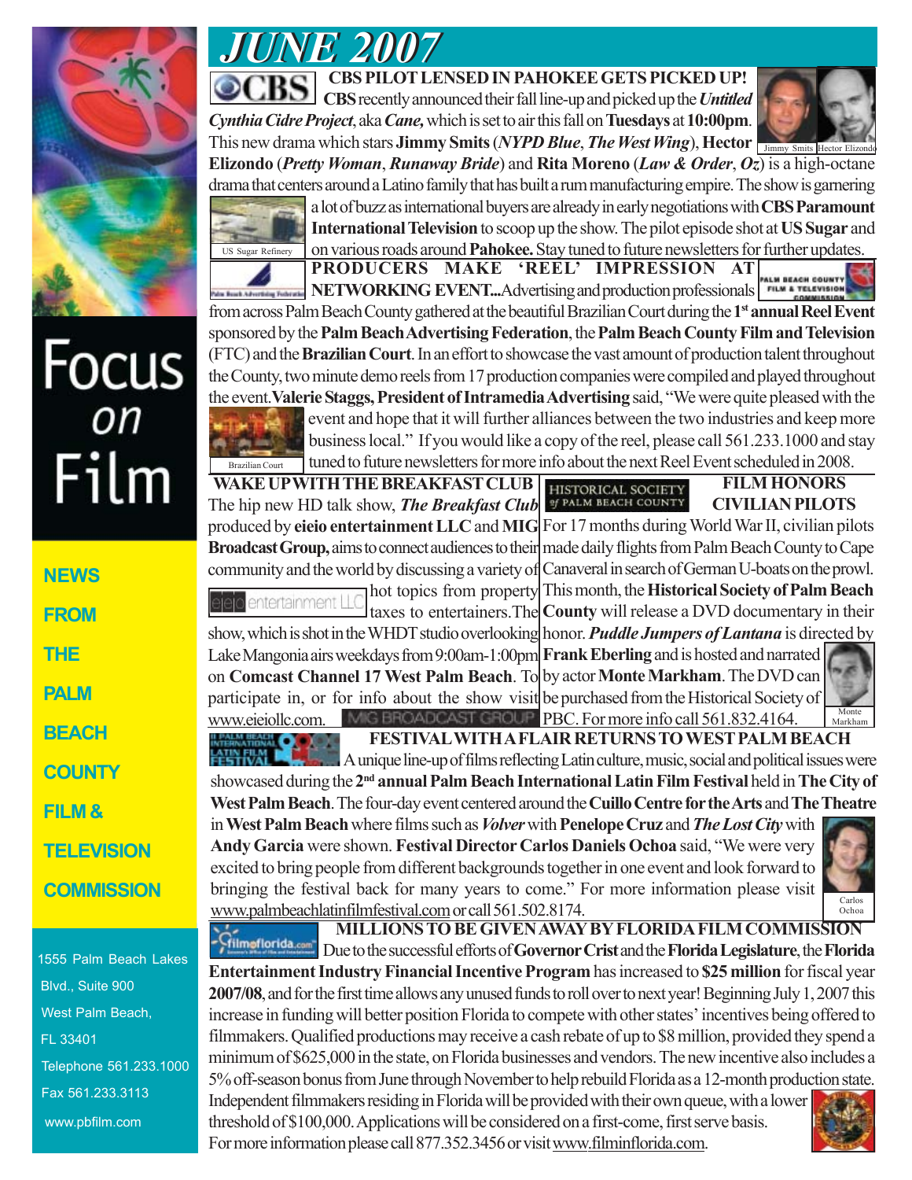# JUNE 2007

Focus on Film

NEWS FROM THE PALM BEACH COUNTY FILM & TELEVISION COMMISSION

1555 Palm Beach Lakes Blvd., Suite 900
West Palm Beach, FL 33401
Telephone 561.233.1000
Fax 561.233.3113
www.pbfilm.com

## CBS PILOT LENSED IN PAHOKEE GETS PICKED UP!

**CBS** recently announced their fall line-up and picked up the ***Untitled Cynthia Cidre Project***, aka ***Cane,*** which is set to air this fall on **Tuesdays** at **10:00pm**. This new drama which stars **Jimmy Smits** (***NYPD Blue***, ***The West Wing***), **Hector Elizondo** (***Pretty Woman***, ***Runaway Bride***) and **Rita Moreno** (***Law & Order***, ***Oz***) is a high-octane drama that centers around a Latino family that has built a rum manufacturing empire. The show is garnering a lot of buzz as international buyers are already in early negotiations with **CBS Paramount International Television** to scoop up the show. The pilot episode shot at **US Sugar** and on various roads around **Pahokee.** Stay tuned to future newsletters for further updates.

Jimmy Smits Hector Elizondo

US Sugar Refinery

## PRODUCERS MAKE 'REEL' IMPRESSION AT NETWORKING EVENT...

Advertising and production professionals from across Palm Beach County gathered at the beautiful Brazilian Court during the **1st annual Reel Event** sponsored by the **Palm Beach Advertising Federation**, the **Palm Beach County Film and Television** (FTC) and the **Brazilian Court**. In an effort to showcase the vast amount of production talent throughout the County, two minute demo reels from 17 production companies were compiled and played throughout the event. **Valerie Staggs, President of Intramedia Advertising** said, "We were quite pleased with the event and hope that it will further alliances between the two industries and keep more business local." If you would like a copy of the reel, please call 561.233.1000 and stay tuned to future newsletters for more info about the next Reel Event scheduled in 2008.

Brazilian Court

## WAKE UP WITH THE BREAKFAST CLUB

The hip new HD talk show, ***The Breakfast Club*** produced by **eieio entertainment LLC** and **MIG Broadcast Group,** aims to connect audiences to their community and the world by discussing a variety of hot topics from property taxes to entertainers. The show, which is shot in the WHDT studio overlooking Lake Mangonia airs weekdays from 9:00am-1:00pm on **Comcast Channel 17 West Palm Beach**. To participate in, or for info about the show visit www.eieiollc.com.

## FILM HONORS CIVILIAN PILOTS

For 17 months during World War II, civilian pilots made daily flights from Palm Beach County to Cape Canaveral in search of German U-boats on the prowl. This month, the **Historical Society of Palm Beach County** will release a DVD documentary in their honor. ***Puddle Jumpers of Lantana*** is directed by **Frank Eberling** and is hosted and narrated by actor **Monte Markham**. The DVD can be purchased from the Historical Society of PBC. For more info call 561.832.4164.

Monte Markham

## FESTIVAL WITH A FLAIR RETURNS TO WEST PALM BEACH

A unique line-up of films reflecting Latin culture, music, social and political issues were showcased during the **2nd annual Palm Beach International Latin Film Festival** held in **The City of West Palm Beach**. The four-day event centered around the **Cuillo Centre for the Arts** and **The Theatre** in **West Palm Beach** where films such as ***Volver*** with **Penelope Cruz** and ***The Lost City*** with **Andy Garcia** were shown. **Festival Director Carlos Daniels Ochoa** said, "We were very excited to bring people from different backgrounds together in one event and look forward to bringing the festival back for many years to come." For more information please visit www.palmbeachlatinfilmfestival.com or call 561.502.8174.

Carlos Ochoa

## MILLIONS TO BE GIVEN AWAY BY FLORIDA FILM COMMISSION

Due to the successful efforts of **Governor Crist** and the **Florida Legislature**, the **Florida Entertainment Industry Financial Incentive Program** has increased to **$25 million** for fiscal year **2007/08**, and for the first time allows any unused funds to roll over to next year! Beginning July 1, 2007 this increase in funding will better position Florida to compete with other states' incentives being offered to filmmakers. Qualified productions may receive a cash rebate of up to $8 million, provided they spend a minimum of $625,000 in the state, on Florida businesses and vendors. The new incentive also includes a 5% off-season bonus from June through November to help rebuild Florida as a 12-month production state. Independent filmmakers residing in Florida will be provided with their own queue, with a lower threshold of $100,000. Applications will be considered on a first-come, first serve basis. For more information please call 877.352.3456 or visit www.filminflorida.com.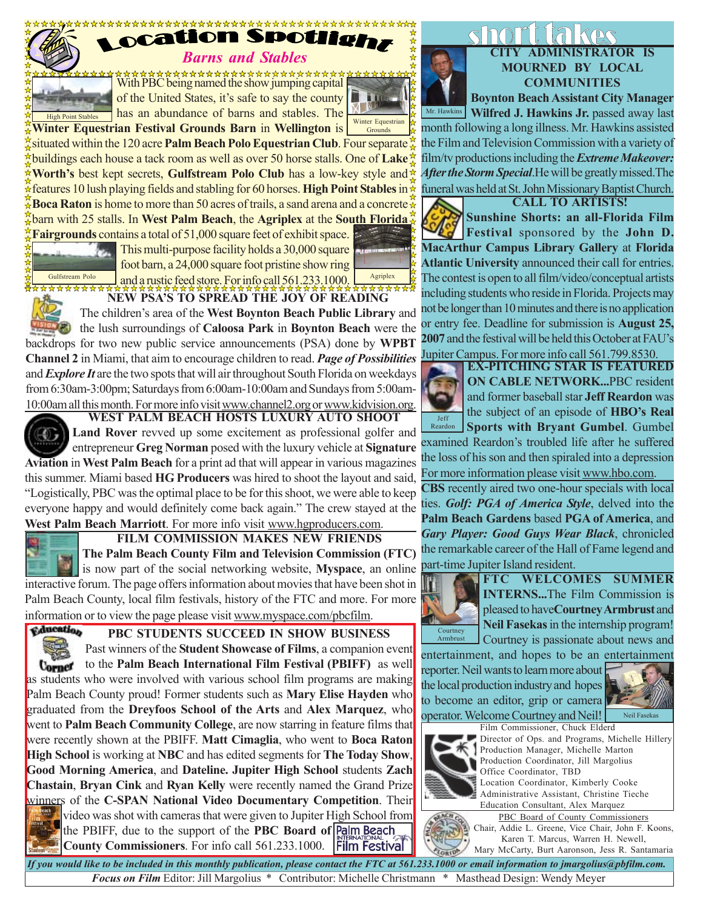# Location Spotlight

## *Barns and Stables*

High Point Stables

Winter Equestrian Grounds

With PBC being named the show jumping capital of the United States, it's safe to say the county has an abundance of barns and stables. The **Winter Equestrian Festival Grounds Barn** in **Wellington** is situated within the 120 acre **Palm Beach Polo Equestrian Club**. Four separate buildings each house a tack room as well as over 50 horse stalls. One of **Lake Worth's** best kept secrets, **Gulfstream Polo Club** has a low-key style and features 10 lush playing fields and stabling for 60 horses. **High Point Stables** in **Boca Raton** is home to more than 50 acres of trails, a sand arena and a concrete barn with 25 stalls. In **West Palm Beach**, the **Agriplex** at the **South Florida Fairgrounds** contains a total of 51,000 square feet of exhibit space. This multi-purpose facility holds a 30,000 square foot barn, a 24,000 square foot pristine show ring and a rustic feed store. For info call 561.233.1000.

Gulfstream Polo

Agriplex

### NEW PSA'S TO SPREAD THE JOY OF READING

The children's area of the **West Boynton Beach Public Library** and the lush surroundings of **Caloosa Park** in **Boynton Beach** were the backdrops for two new public service announcements (PSA) done by **WPBT Channel 2** in Miami, that aim to encourage children to read. ***Page of Possibilities*** and ***Explore It*** are the two spots that will air throughout South Florida on weekdays from 6:30am-3:00pm; Saturdays from 6:00am-10:00am and Sundays from 5:00am-10:00am all this month. For more info visit www.channel2.org or www.kidvision.org.

### WEST PALM BEACH HOSTS LUXURY AUTO SHOOT

**Land Rover** revved up some excitement as professional golfer and entrepreneur **Greg Norman** posed with the luxury vehicle at **Signature Aviation** in **West Palm Beach** for a print ad that will appear in various magazines this summer. Miami based **HG Producers** was hired to shoot the layout and said, "Logistically, PBC was the optimal place to be for this shoot, we were able to keep everyone happy and would definitely come back again." The crew stayed at the **West Palm Beach Marriott**. For more info visit www.hgproducers.com.

### FILM COMMISSION MAKES NEW FRIENDS

**The Palm Beach County Film and Television Commission (FTC)** is now part of the social networking website, **Myspace**, an online interactive forum. The page offers information about movies that have been shot in Palm Beach County, local film festivals, history of the FTC and more. For more information or to view the page please visit www.myspace.com/pbcfilm.

### Education Corner

### PBC STUDENTS SUCCEED IN SHOW BUSINESS

Past winners of the **Student Showcase of Films**, a companion event to the **Palm Beach International Film Festival (PBIFF)** as well as students who were involved with various school film programs are making Palm Beach County proud! Former students such as **Mary Elise Hayden** who graduated from the **Dreyfoos School of the Arts** and **Alex Marquez**, who went to **Palm Beach Community College**, are now starring in feature films that were recently shown at the PBIFF. **Matt Cimaglia**, who went to **Boca Raton High School** is working at **NBC** and has edited segments for **The Today Show**, **Good Morning America**, and **Dateline. Jupiter High School** students **Zach Chastain**, **Bryan Cink** and **Ryan Kelly** were recently named the Grand Prize winners of the **C-SPAN National Video Documentary Competition**. Their video was shot with cameras that were given to Jupiter High School from the PBIFF, due to the support of the **PBC Board of County Commissioners**. For info call 561.233.1000.

# short takes

### CITY ADMINISTRATOR IS MOURNED BY LOCAL COMMUNITIES

Mr. Hawkins

**Boynton Beach Assistant City Manager Wilfred J. Hawkins Jr.** passed away last month following a long illness. Mr. Hawkins assisted the Film and Television Commission with a variety of film/tv productions including the ***Extreme Makeover: After the Storm Special***. He will be greatly missed. The funeral was held at St. John Missionary Baptist Church.

### CALL TO ARTISTS!

**Sunshine Shorts: an all-Florida Film Festival** sponsored by the **John D. MacArthur Campus Library Gallery** at **Florida Atlantic University** announced their call for entries. The contest is open to all film/video/conceptual artists including students who reside in Florida. Projects may not be longer than 10 minutes and there is no application or entry fee. Deadline for submission is **August 25, 2007** and the festival will be held this October at FAU's Jupiter Campus. For more info call 561.799.8530.

**EX-PITCHING STAR IS FEATURED ON CABLE NETWORK...**PBC resident and former baseball star **Jeff Reardon** was the subject of an episode of **HBO's Real Sports with Bryant Gumbel**. Gumbel examined Reardon's troubled life after he suffered the loss of his son and then spiraled into a depression. For more information please visit www.hbo.com.

Jeff Reardon

**CBS** recently aired two one-hour specials with local ties. ***Golf: PGA of America Style***, delved into the **Palm Beach Gardens** based **PGA of America**, and ***Gary Player: Good Guys Wear Black***, chronicled the remarkable career of the Hall of Fame legend and part-time Jupiter Island resident.

**FTC WELCOMES SUMMER INTERNS...**The Film Commission is pleased to have **Courtney Armbrust** and **Neil Fasekas** in the internship program! Courtney is passionate about news and entertainment, and hopes to be an entertainment reporter. Neil wants to learn more about the local production industry and hopes to become an editor, grip or camera operator. Welcome Courtney and Neil!

Courtney Armbrust

Neil Fasekas

Film Commissioner, Chuck Elderd
Director of Ops. and Programs, Michelle Hillery
Production Manager, Michelle Marton
Production Coordinator, Jill Margolius
Office Coordinator, TBD
Location Coordinator, Kimberly Cooke
Administrative Assistant, Christine Tieche
Education Consultant, Alex Marquez

PBC Board of County Commissioners
Chair, Addie L. Greene, Vice Chair, John F. Koons, Karen T. Marcus, Warren H. Newell, Mary McCarty, Burt Aaronson, Jess R. Santamaria

*If you would like to be included in this monthly publication, please contact the FTC at 561.233.1000 or email information to jmargolius@pbfilm.com.*

***Focus on Film*** Editor: Jill Margolius * Contributor: Michelle Christmann * Masthead Design: Wendy Meyer